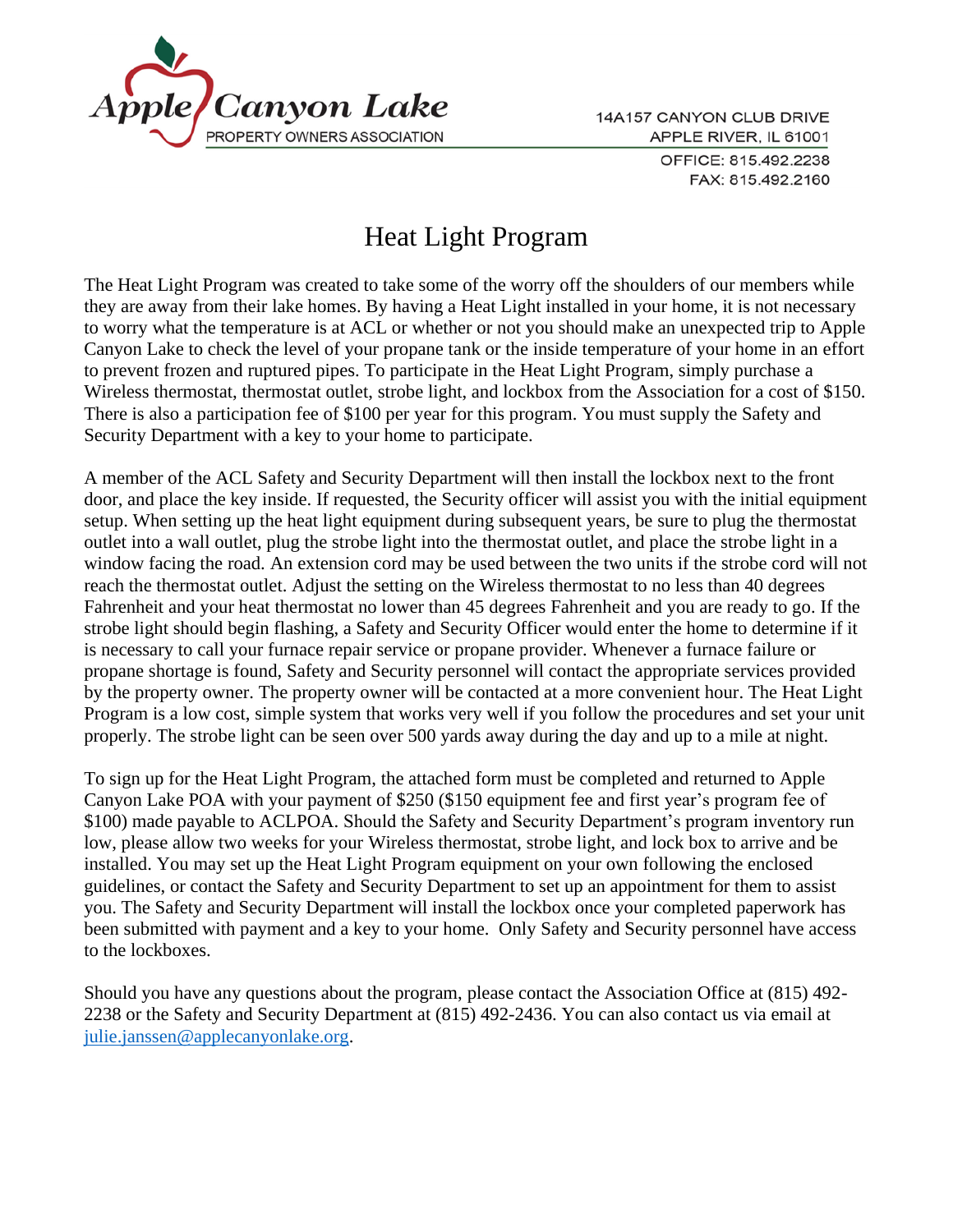Apple Canyon Lake
PROPERTY OWNERS ASSOCIATION

14A157 CANYON CLUB DRIVE
APPLE RIVER, IL 61001
OFFICE: 815.492.2238
FAX: 815.492.2160

# Heat Light Program

The Heat Light Program was created to take some of the worry off the shoulders of our members while they are away from their lake homes. By having a Heat Light installed in your home, it is not necessary to worry what the temperature is at ACL or whether or not you should make an unexpected trip to Apple Canyon Lake to check the level of your propane tank or the inside temperature of your home in an effort to prevent frozen and ruptured pipes. To participate in the Heat Light Program, simply purchase a Wireless thermostat, thermostat outlet, strobe light, and lockbox from the Association for a cost of $150. There is also a participation fee of $100 per year for this program. You must supply the Safety and Security Department with a key to your home to participate.

A member of the ACL Safety and Security Department will then install the lockbox next to the front door, and place the key inside. If requested, the Security officer will assist you with the initial equipment setup. When setting up the heat light equipment during subsequent years, be sure to plug the thermostat outlet into a wall outlet, plug the strobe light into the thermostat outlet, and place the strobe light in a window facing the road. An extension cord may be used between the two units if the strobe cord will not reach the thermostat outlet. Adjust the setting on the Wireless thermostat to no less than 40 degrees Fahrenheit and your heat thermostat no lower than 45 degrees Fahrenheit and you are ready to go. If the strobe light should begin flashing, a Safety and Security Officer would enter the home to determine if it is necessary to call your furnace repair service or propane provider. Whenever a furnace failure or propane shortage is found, Safety and Security personnel will contact the appropriate services provided by the property owner. The property owner will be contacted at a more convenient hour. The Heat Light Program is a low cost, simple system that works very well if you follow the procedures and set your unit properly. The strobe light can be seen over 500 yards away during the day and up to a mile at night.

To sign up for the Heat Light Program, the attached form must be completed and returned to Apple Canyon Lake POA with your payment of $250 ($150 equipment fee and first year's program fee of $100) made payable to ACLPOA. Should the Safety and Security Department's program inventory run low, please allow two weeks for your Wireless thermostat, strobe light, and lock box to arrive and be installed. You may set up the Heat Light Program equipment on your own following the enclosed guidelines, or contact the Safety and Security Department to set up an appointment for them to assist you. The Safety and Security Department will install the lockbox once your completed paperwork has been submitted with payment and a key to your home. Only Safety and Security personnel have access to the lockboxes.

Should you have any questions about the program, please contact the Association Office at (815) 492-2238 or the Safety and Security Department at (815) 492-2436. You can also contact us via email at julie.janssen@applecanyonlake.org.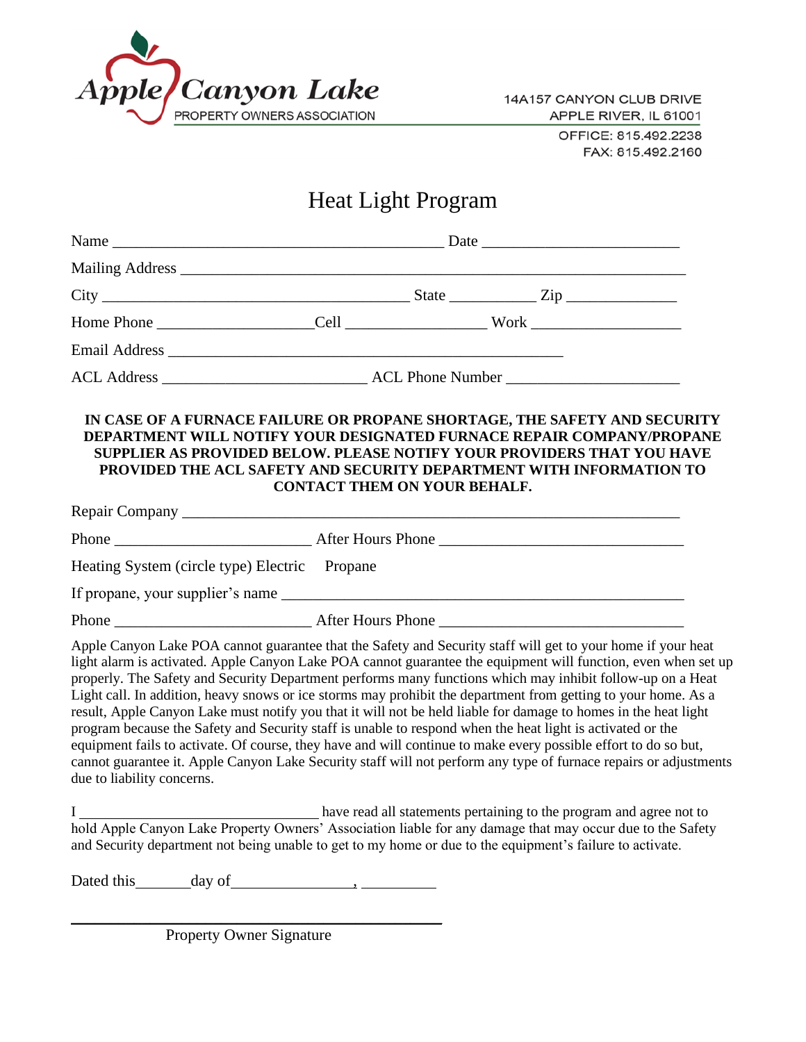Apple Canyon Lake
PROPERTY OWNERS ASSOCIATION

14A157 CANYON CLUB DRIVE
APPLE RIVER, IL 61001
OFFICE: 815.492.2238
FAX: 815.492.2160

# Heat Light Program

Name ___________________________________________ Date __________________________

Mailing Address ___________________________________________________________________

City ________________________________________ State ___________ Zip ______________

Home Phone ____________________Cell __________________ Work ___________________

Email Address ____________________________________________________

ACL Address __________________________ ACL Phone Number ______________________

**IN CASE OF A FURNACE FAILURE OR PROPANE SHORTAGE, THE SAFETY AND SECURITY DEPARTMENT WILL NOTIFY YOUR DESIGNATED FURNACE REPAIR COMPANY/PROPANE SUPPLIER AS PROVIDED BELOW. PLEASE NOTIFY YOUR PROVIDERS THAT YOU HAVE PROVIDED THE ACL SAFETY AND SECURITY DEPARTMENT WITH INFORMATION TO CONTACT THEM ON YOUR BEHALF.**

Repair Company ____________________________________________________________

Phone _________________________ After Hours Phone _______________________________

Heating System (circle type) Electric Propane

If propane, your supplier's name ____________________________________________________

Phone _________________________ After Hours Phone _______________________________

Apple Canyon Lake POA cannot guarantee that the Safety and Security staff will get to your home if your heat light alarm is activated. Apple Canyon Lake POA cannot guarantee the equipment will function, even when set up properly. The Safety and Security Department performs many functions which may inhibit follow-up on a Heat Light call. In addition, heavy snows or ice storms may prohibit the department from getting to your home. As a result, Apple Canyon Lake must notify you that it will not be held liable for damage to homes in the heat light program because the Safety and Security staff is unable to respond when the heat light is activated or the equipment fails to activate. Of course, they have and will continue to make every possible effort to do so but, cannot guarantee it. Apple Canyon Lake Security staff will not perform any type of furnace repairs or adjustments due to liability concerns.

I ________________________________ have read all statements pertaining to the program and agree not to hold Apple Canyon Lake Property Owners' Association liable for any damage that may occur due to the Safety and Security department not being unable to get to my home or due to the equipment's failure to activate.

Dated this_______day of________________, __________

_____________________________________________
Property Owner Signature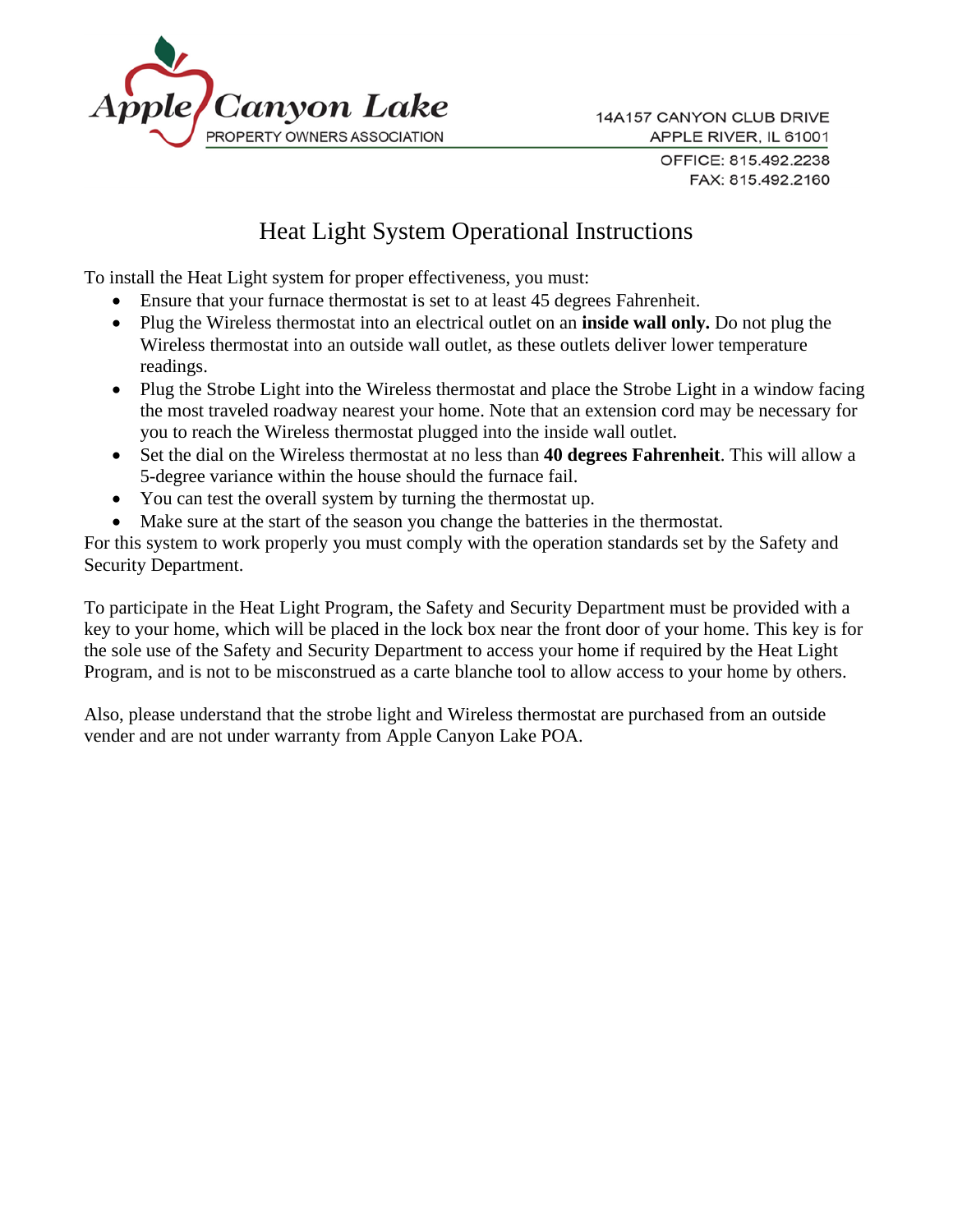Apple Canyon Lake
PROPERTY OWNERS ASSOCIATION

14A157 CANYON CLUB DRIVE
APPLE RIVER, IL 61001
OFFICE: 815.492.2238
FAX: 815.492.2160

# Heat Light System Operational Instructions

To install the Heat Light system for proper effectiveness, you must:

- Ensure that your furnace thermostat is set to at least 45 degrees Fahrenheit.
- Plug the Wireless thermostat into an electrical outlet on an **inside wall only.** Do not plug the Wireless thermostat into an outside wall outlet, as these outlets deliver lower temperature readings.
- Plug the Strobe Light into the Wireless thermostat and place the Strobe Light in a window facing the most traveled roadway nearest your home. Note that an extension cord may be necessary for you to reach the Wireless thermostat plugged into the inside wall outlet.
- Set the dial on the Wireless thermostat at no less than **40 degrees Fahrenheit**. This will allow a 5-degree variance within the house should the furnace fail.
- You can test the overall system by turning the thermostat up.
- Make sure at the start of the season you change the batteries in the thermostat.

For this system to work properly you must comply with the operation standards set by the Safety and Security Department.

To participate in the Heat Light Program, the Safety and Security Department must be provided with a key to your home, which will be placed in the lock box near the front door of your home. This key is for the sole use of the Safety and Security Department to access your home if required by the Heat Light Program, and is not to be misconstrued as a carte blanche tool to allow access to your home by others.

Also, please understand that the strobe light and Wireless thermostat are purchased from an outside vender and are not under warranty from Apple Canyon Lake POA.